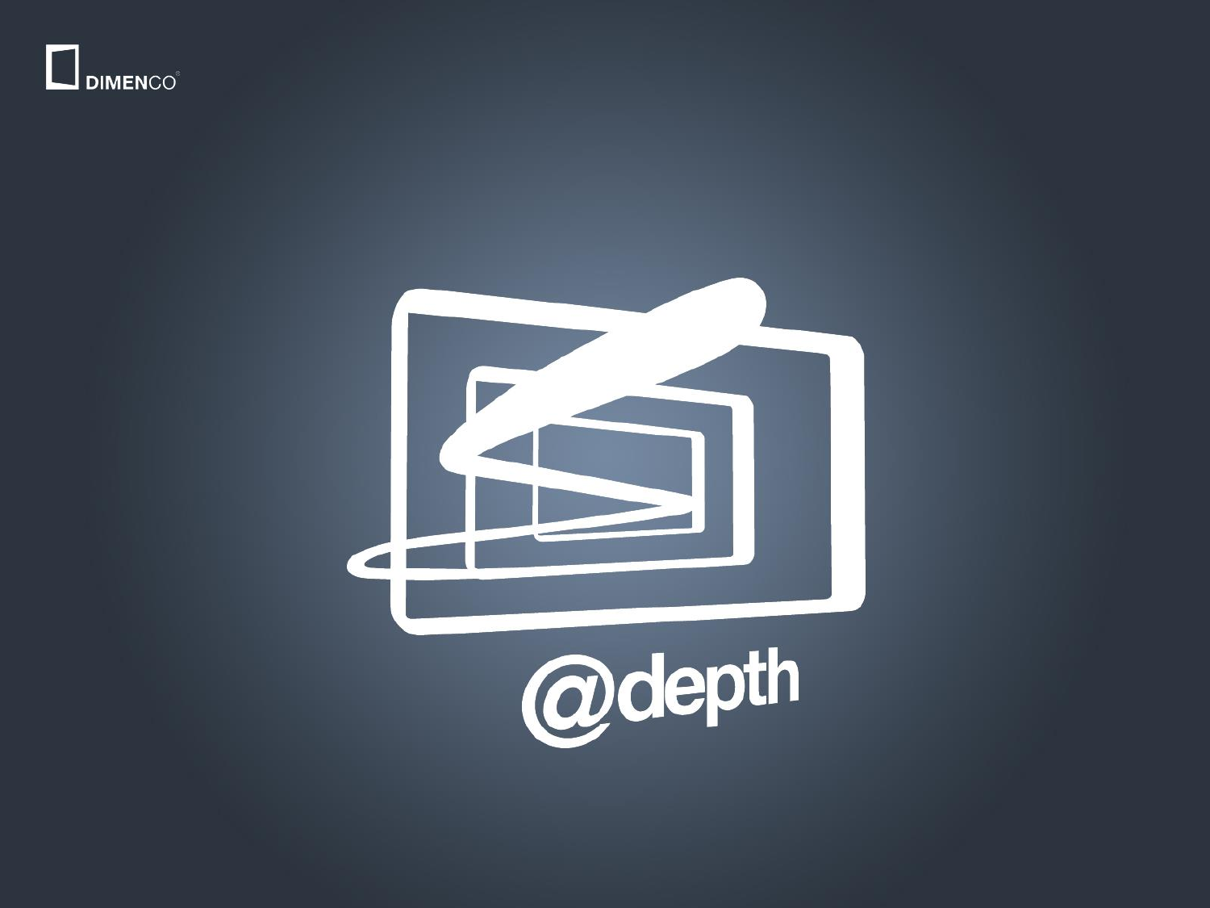DIMENCO

@depth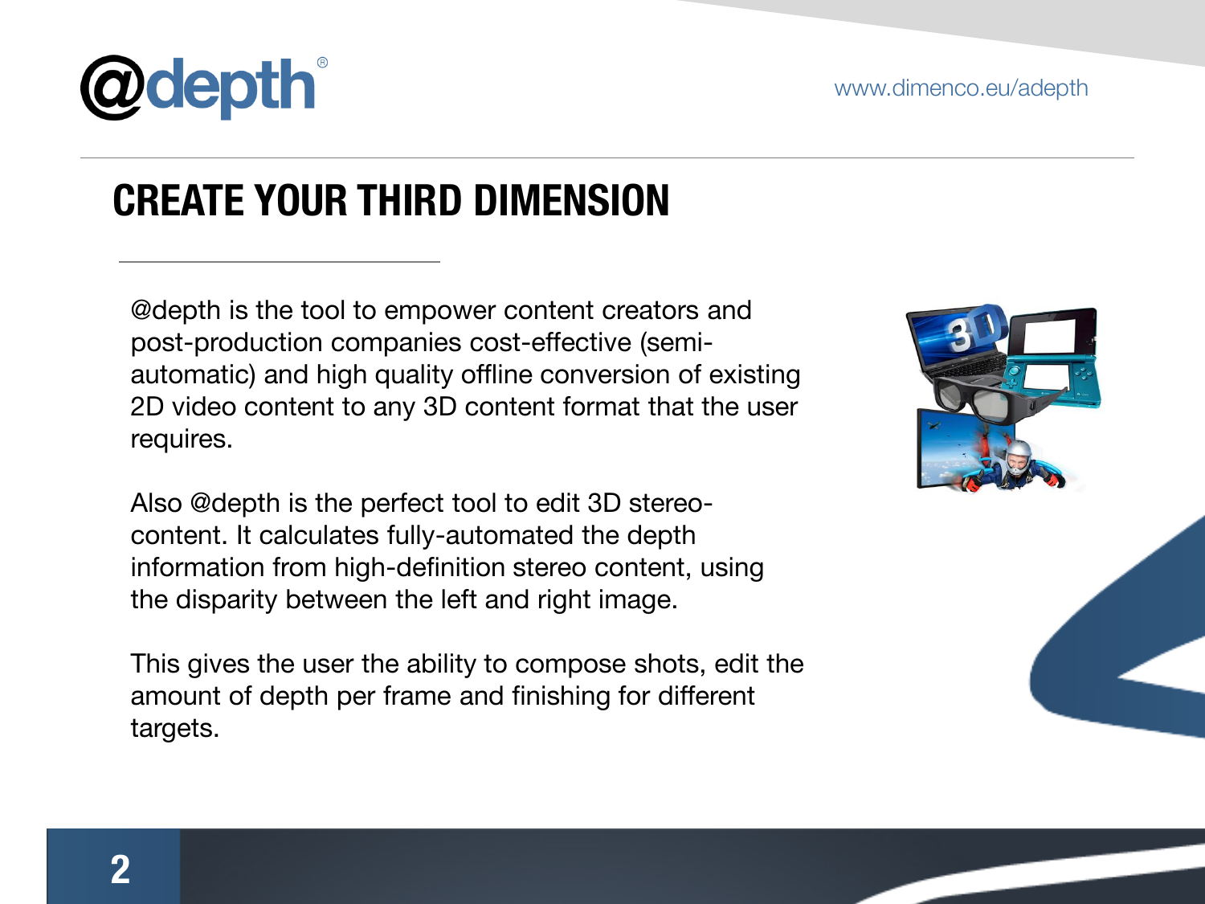# CREATE YOUR THIRD DIMENSION

@depth is the tool to empower content creators and post-production companies cost-effective (semi-automatic) and high quality offline conversion of existing 2D video content to any 3D content format that the user requires.

Also @depth is the perfect tool to edit 3D stereo-content. It calculates fully-automated the depth information from high-definition stereo content, using the disparity between the left and right image.

This gives the user the ability to compose shots, edit the amount of depth per frame and finishing for different targets.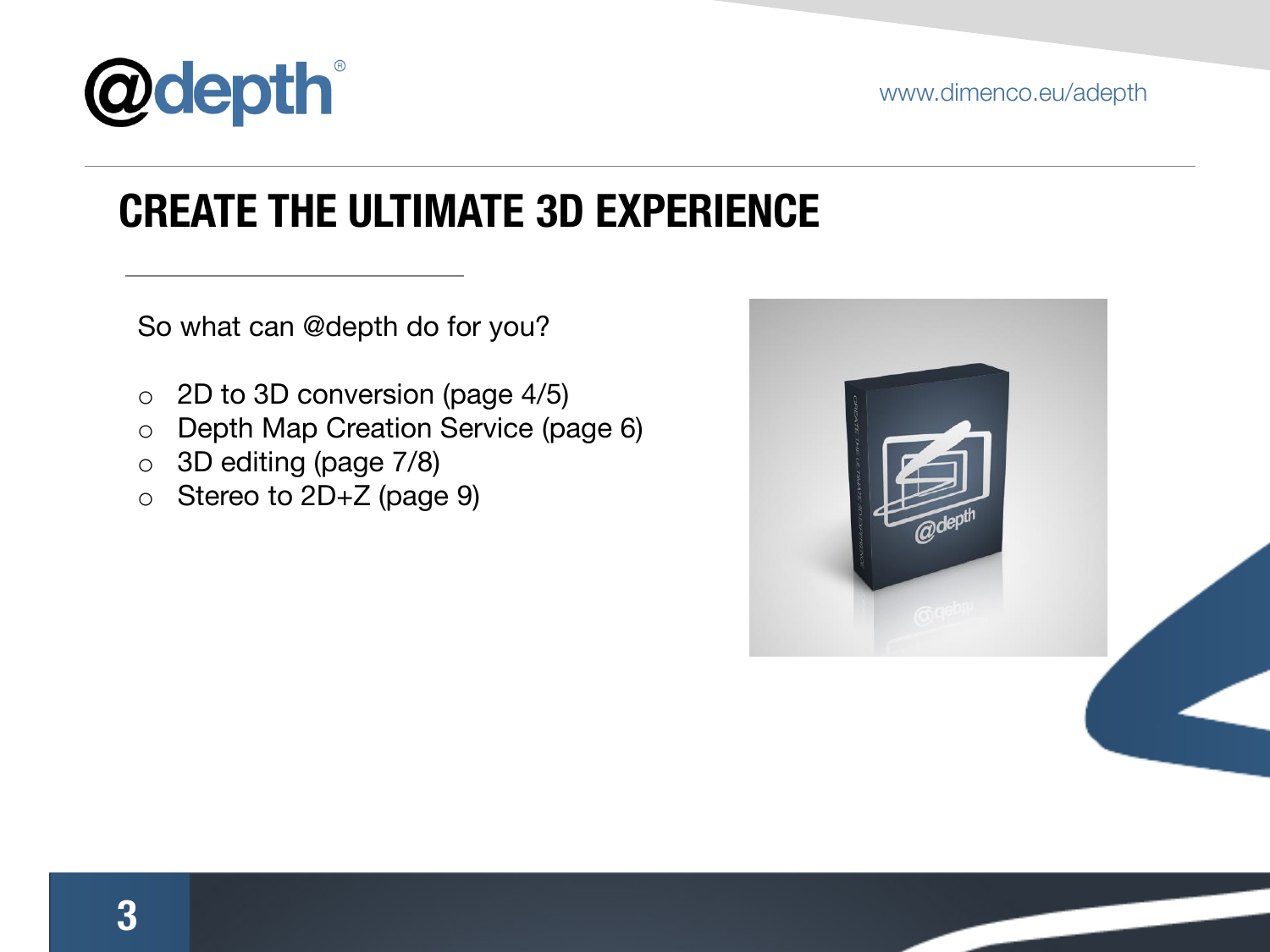# CREATE THE ULTIMATE 3D EXPERIENCE

So what can @depth do for you?

- 2D to 3D conversion (page 4/5)
- Depth Map Creation Service (page 6)
- 3D editing (page 7/8)
- Stereo to 2D+Z (page 9)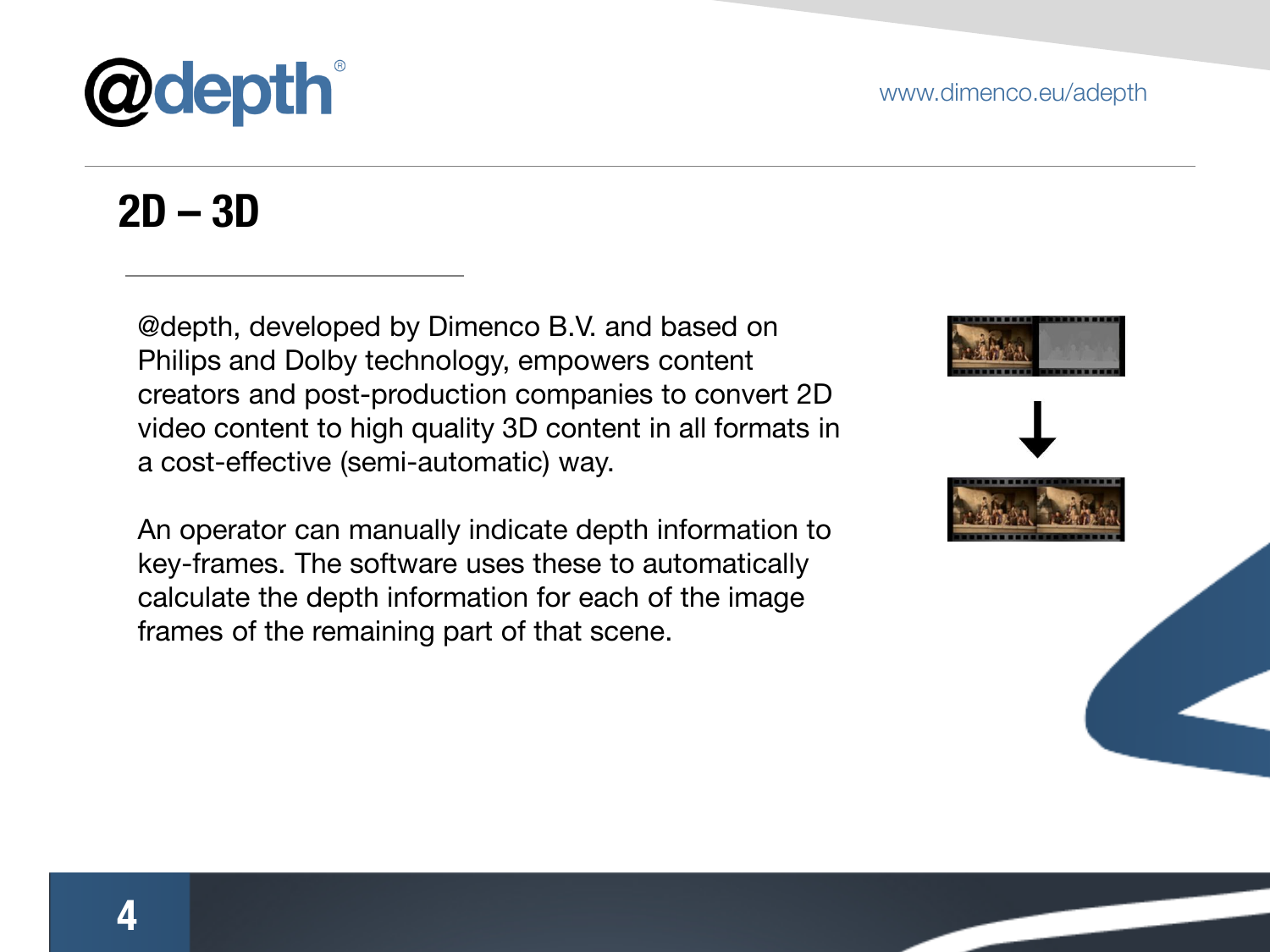# 2D – 3D

@depth, developed by Dimenco B.V. and based on Philips and Dolby technology, empowers content creators and post-production companies to convert 2D video content to high quality 3D content in all formats in a cost-effective (semi-automatic) way.

An operator can manually indicate depth information to key-frames. The software uses these to automatically calculate the depth information for each of the image frames of the remaining part of that scene.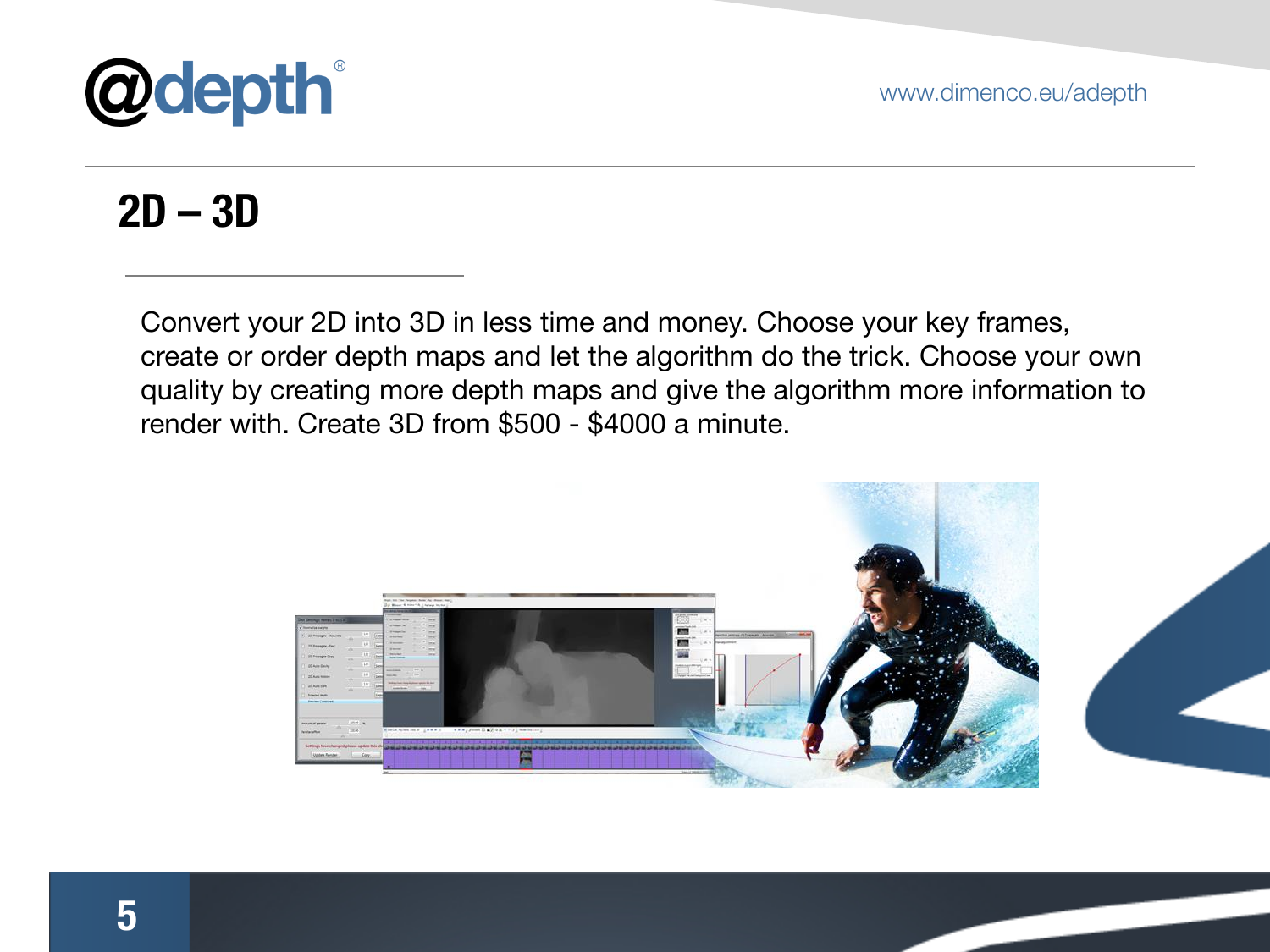# 2D – 3D

Convert your 2D into 3D in less time and money. Choose your key frames, create or order depth maps and let the algorithm do the trick. Choose your own quality by creating more depth maps and give the algorithm more information to render with. Create 3D from $500 - $4000 a minute.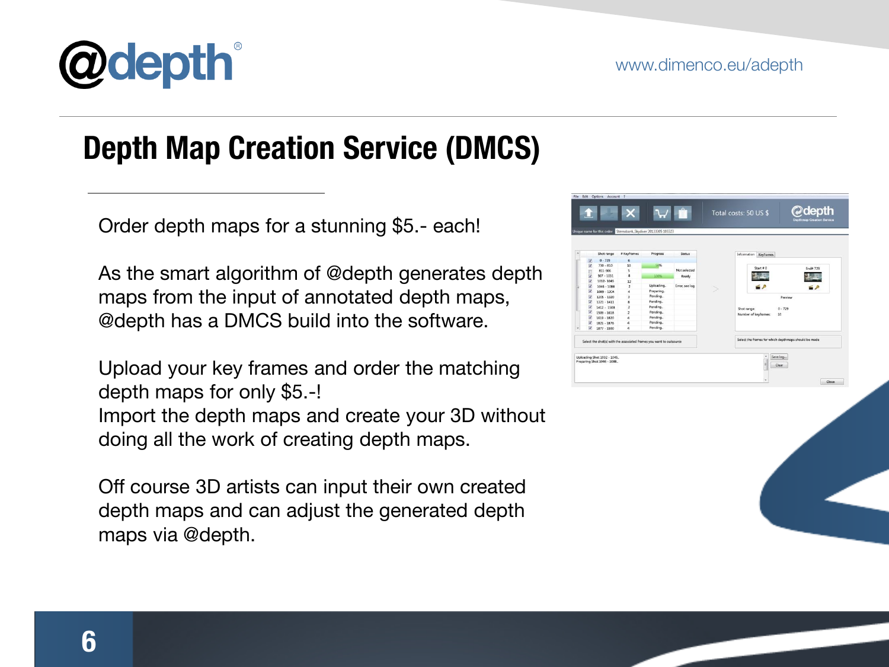# Depth Map Creation Service (DMCS)

Order depth maps for a stunning $5.- each!

As the smart algorithm of @depth generates depth maps from the input of annotated depth maps, @depth has a DMCS build into the software.

Upload your key frames and order the matching depth maps for only $5.-!
Import the depth maps and create your 3D without doing all the work of creating depth maps.

Off course 3D artists can input their own created depth maps and can adjust the generated depth maps via @depth.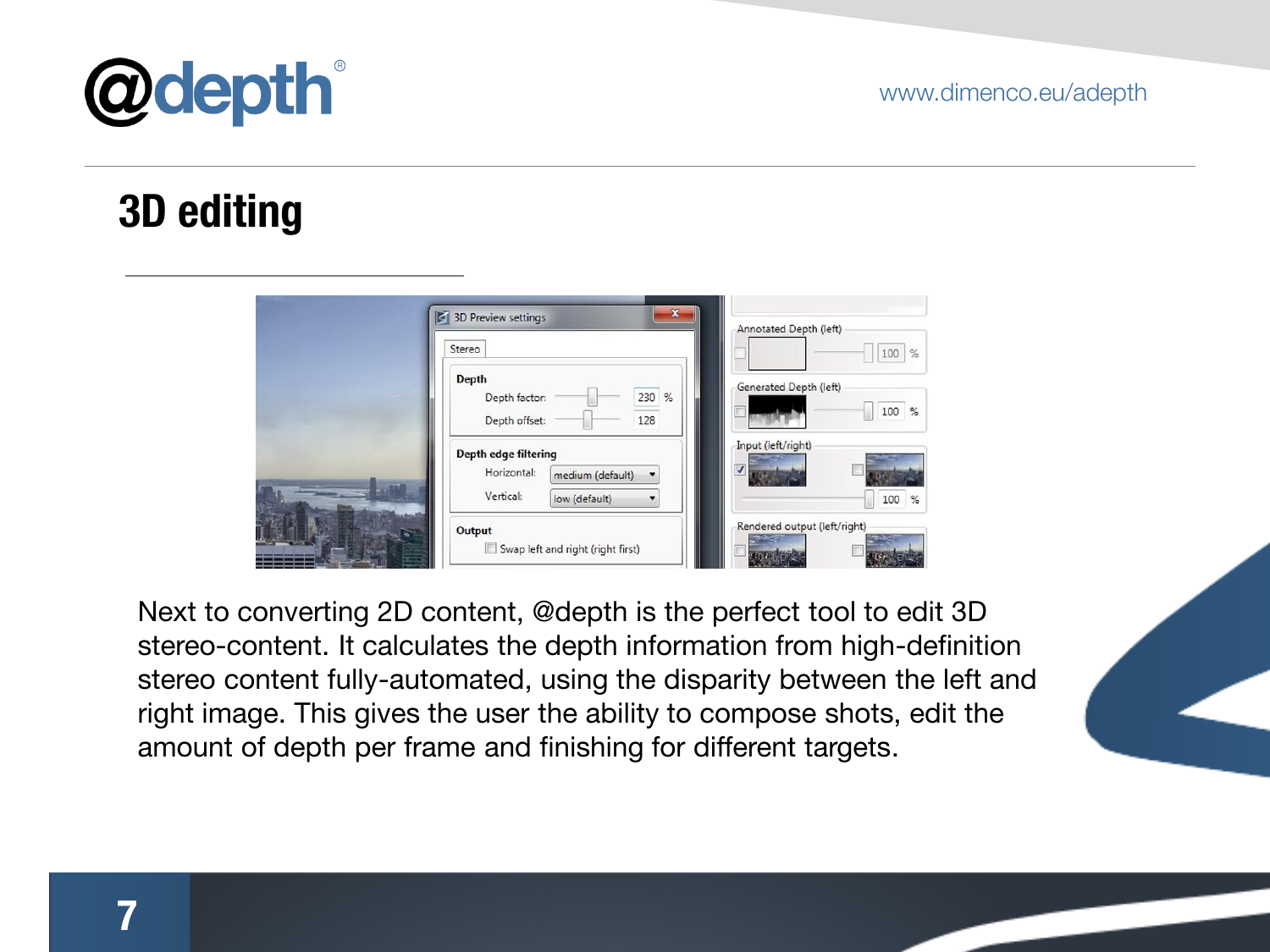## 3D editing

Next to converting 2D content, @depth is the perfect tool to edit 3D stereo-content. It calculates the depth information from high-definition stereo content fully-automated, using the disparity between the left and right image. This gives the user the ability to compose shots, edit the amount of depth per frame and finishing for different targets.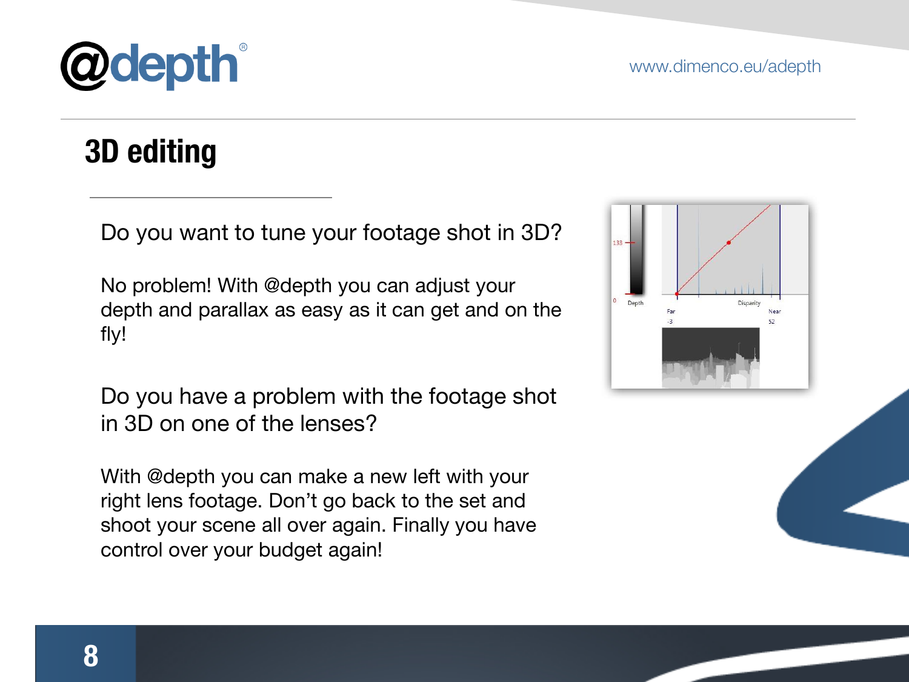# 3D editing

Do you want to tune your footage shot in 3D?

No problem! With @depth you can adjust your depth and parallax as easy as it can get and on the fly!

Do you have a problem with the footage shot in 3D on one of the lenses?

With @depth you can make a new left with your right lens footage. Don't go back to the set and shoot your scene all over again. Finally you have control over your budget again!

133
0
Depth
Disparity
Far
-3
Near
52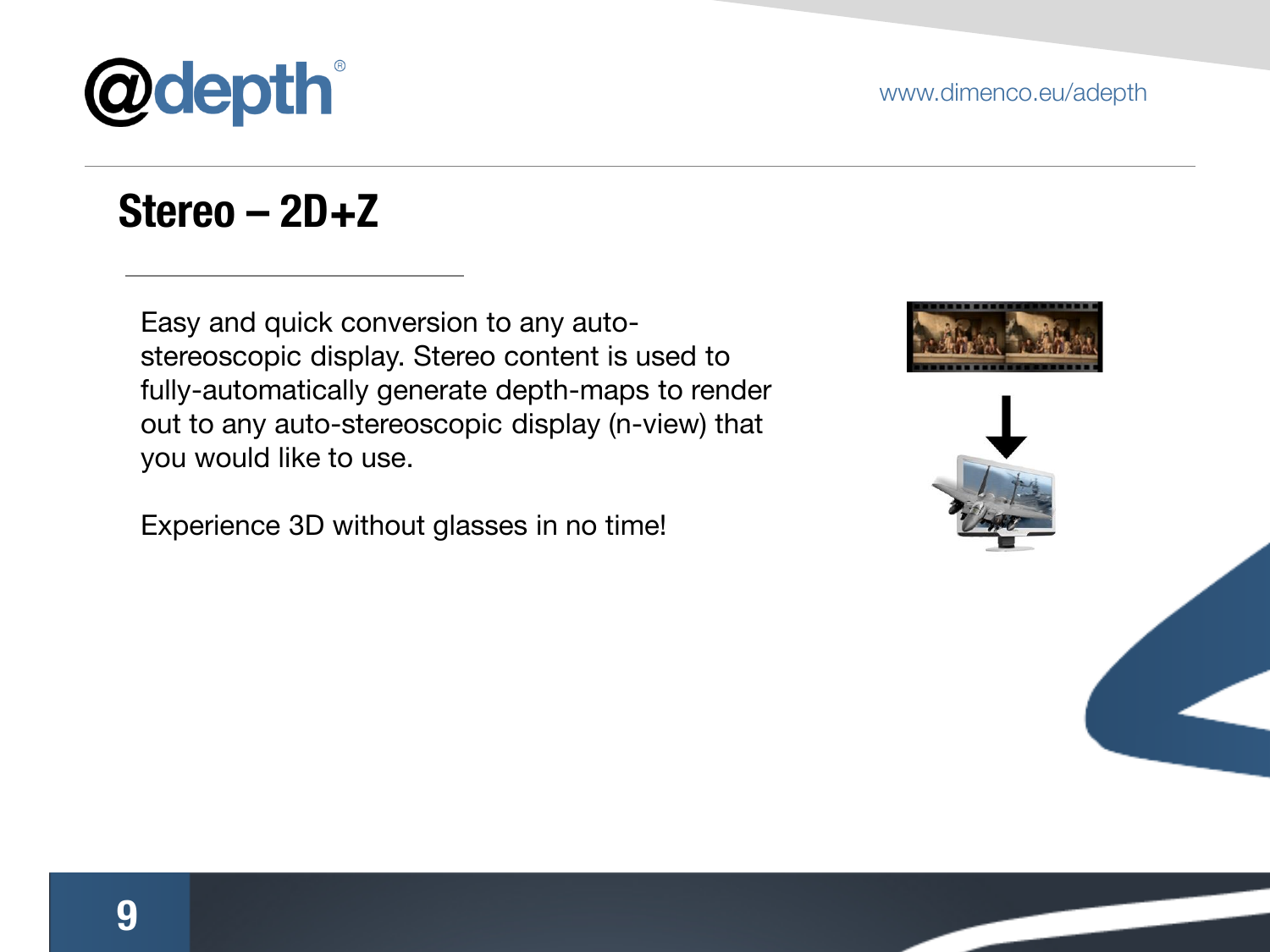## Stereo – 2D+Z

Easy and quick conversion to any auto-stereoscopic display. Stereo content is used to fully-automatically generate depth-maps to render out to any auto-stereoscopic display (n-view) that you would like to use.

Experience 3D without glasses in no time!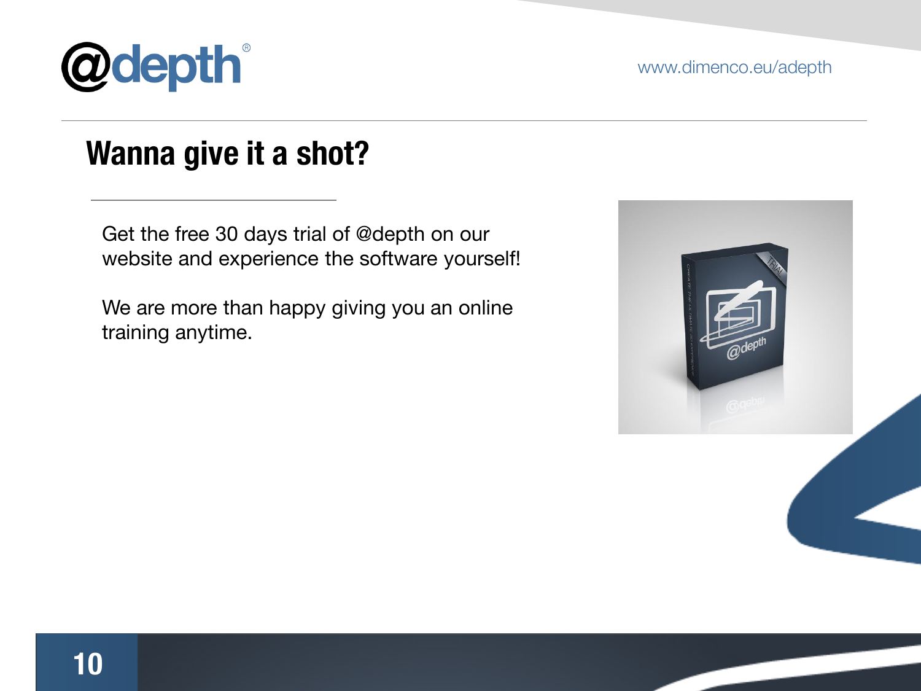## Wanna give it a shot?

Get the free 30 days trial of @depth on our website and experience the software yourself!

We are more than happy giving you an online training anytime.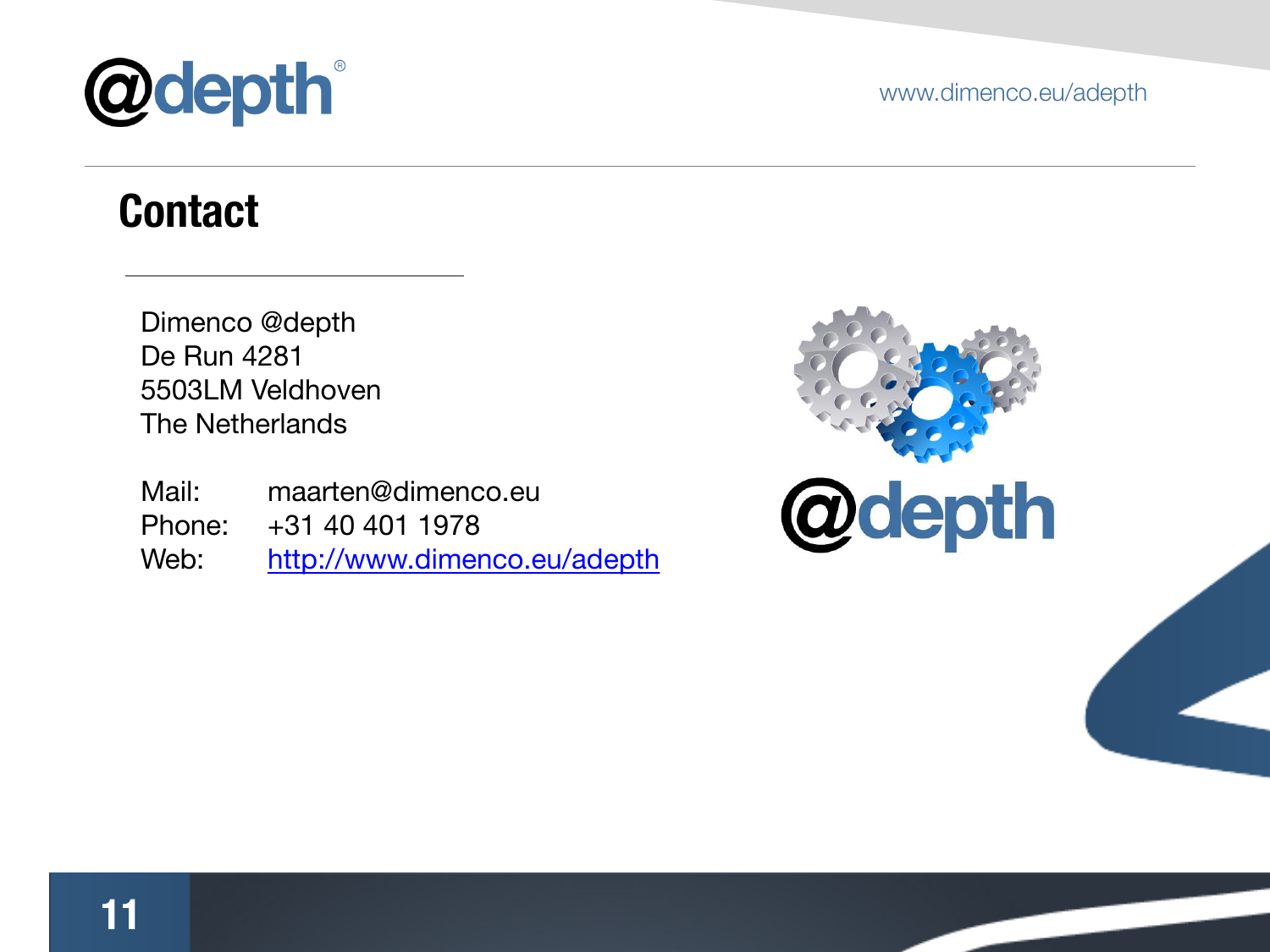## Contact

Dimenco @depth
De Run 4281
5503LM Veldhoven
The Netherlands

Mail: maarten@dimenco.eu
Phone: +31 40 401 1978
Web: http://www.dimenco.eu/adepth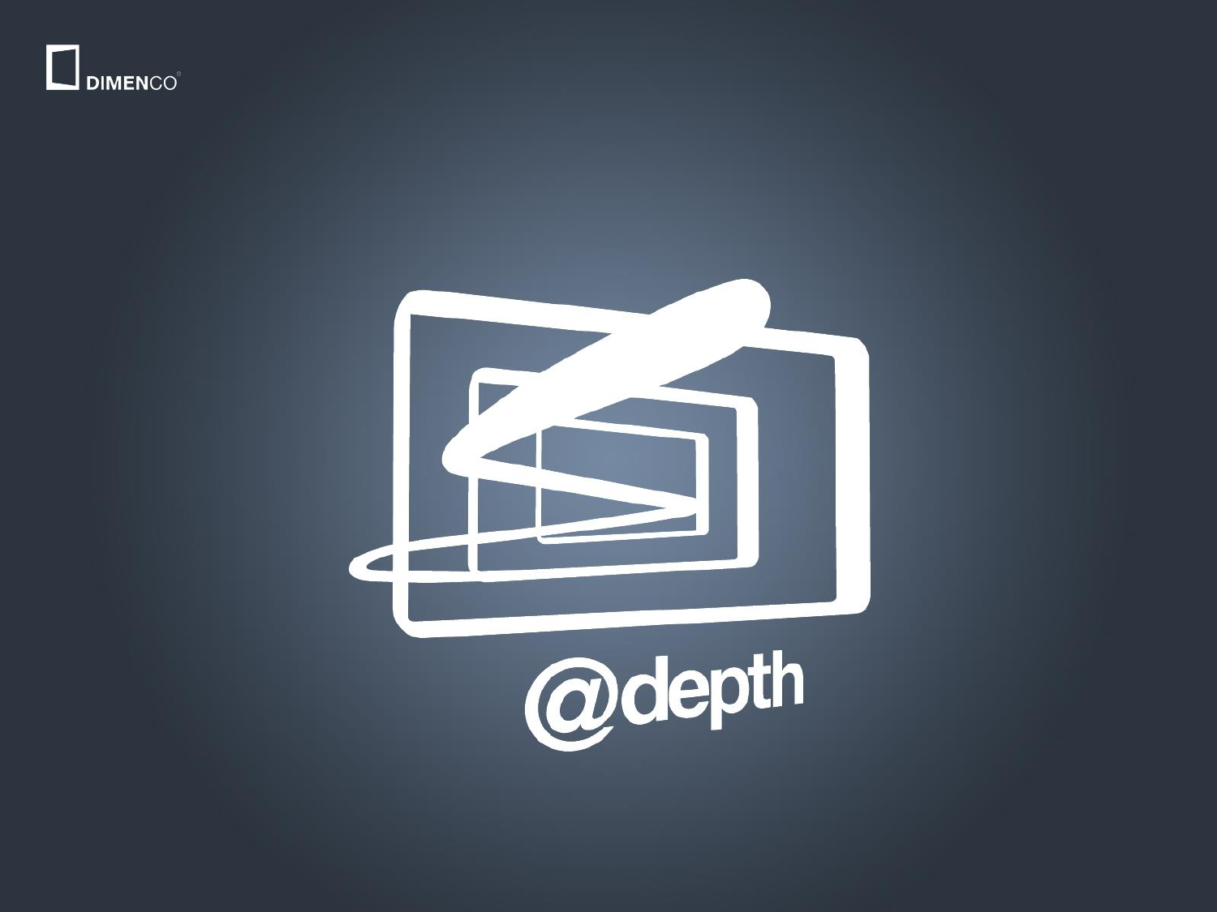DIMENCO

@depth